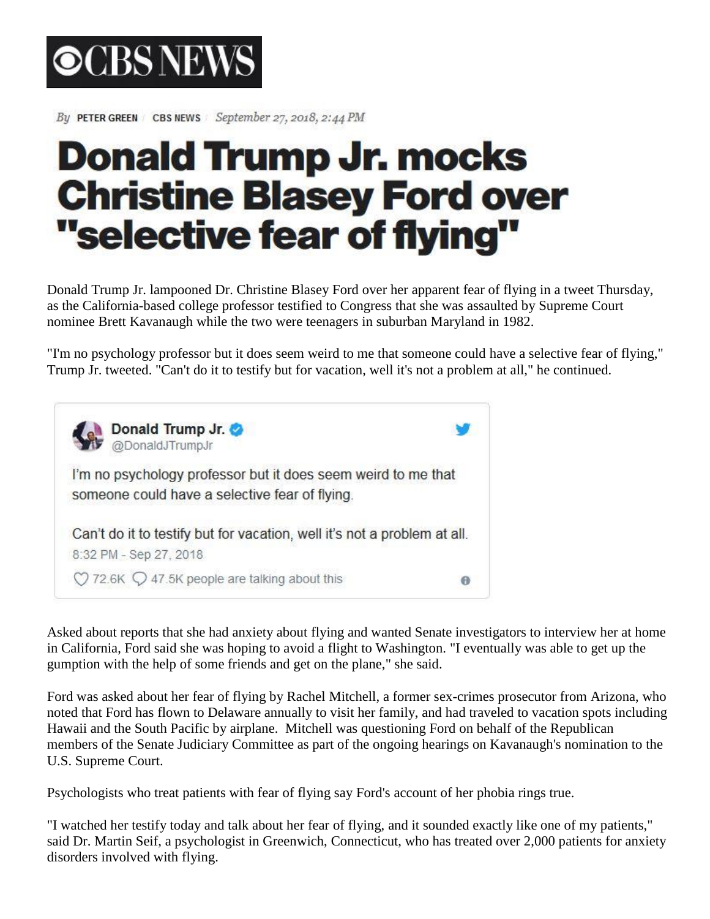# CBS NEWS

By PETER GREEN | CBS NEWS | *September 27, 2018, 2:44 PM*

# Donald Trump Jr. mocks Christine Blasey Ford over "selective fear of flying"

Donald Trump Jr. lampooned Dr. Christine Blasey Ford over her apparent fear of flying in a tweet Thursday, as the California-based college professor testified to Congress that she was assaulted by Supreme Court nominee Brett Kavanaugh while the two were teenagers in suburban Maryland in 1982.

"I'm no psychology professor but it does seem weird to me that someone could have a selective fear of flying," Trump Jr. tweeted. "Can't do it to testify but for vacation, well it's not a problem at all," he continued.

> **Donald Trump Jr.** @DonaldJTrumpJr
>
> I'm no psychology professor but it does seem weird to me that someone could have a selective fear of flying.
>
> Can't do it to testify but for vacation, well it's not a problem at all.
>
> 8:32 PM - Sep 27, 2018
>
> 72.6K 47.5K people are talking about this

Asked about reports that she had anxiety about flying and wanted Senate investigators to interview her at home in California, Ford said she was hoping to avoid a flight to Washington. "I eventually was able to get up the gumption with the help of some friends and get on the plane," she said.

Ford was asked about her fear of flying by Rachel Mitchell, a former sex-crimes prosecutor from Arizona, who noted that Ford has flown to Delaware annually to visit her family, and had traveled to vacation spots including Hawaii and the South Pacific by airplane. Mitchell was questioning Ford on behalf of the Republican members of the Senate Judiciary Committee as part of the ongoing hearings on Kavanaugh's nomination to the U.S. Supreme Court.

Psychologists who treat patients with fear of flying say Ford's account of her phobia rings true.

"I watched her testify today and talk about her fear of flying, and it sounded exactly like one of my patients," said Dr. Martin Seif, a psychologist in Greenwich, Connecticut, who has treated over 2,000 patients for anxiety disorders involved with flying.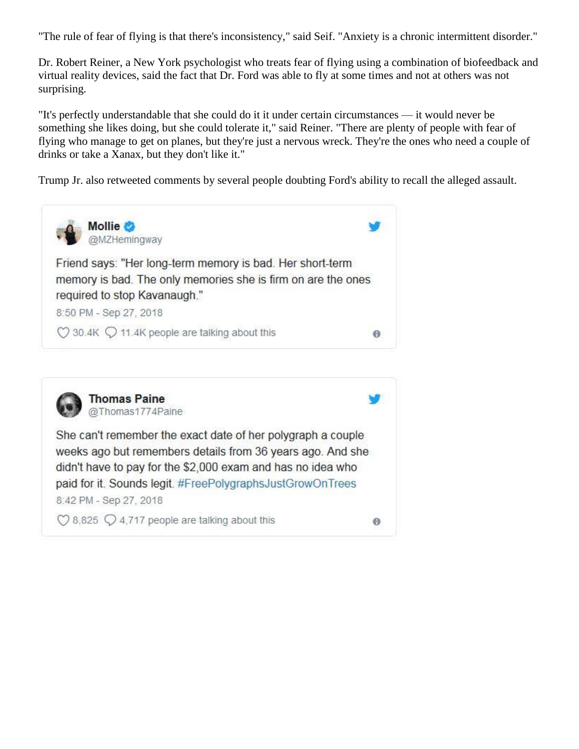"The rule of fear of flying is that there's inconsistency," said Seif. "Anxiety is a chronic intermittent disorder."

Dr. Robert Reiner, a New York psychologist who treats fear of flying using a combination of biofeedback and virtual reality devices, said the fact that Dr. Ford was able to fly at some times and not at others was not surprising.

"It's perfectly understandable that she could do it it under certain circumstances — it would never be something she likes doing, but she could tolerate it," said Reiner. "There are plenty of people with fear of flying who manage to get on planes, but they're just a nervous wreck. They're the ones who need a couple of drinks or take a Xanax, but they don't like it."

Trump Jr. also retweeted comments by several people doubting Ford's ability to recall the alleged assault.

**Mollie** @MZHemingway

Friend says: "Her long-term memory is bad. Her short-term memory is bad. The only memories she is firm on are the ones required to stop Kavanaugh."

8:50 PM - Sep 27, 2018

30.4K 11.4K people are talking about this

**Thomas Paine** @Thomas1774Paine

She can't remember the exact date of her polygraph a couple weeks ago but remembers details from 36 years ago. And she didn't have to pay for the $2,000 exam and has no idea who paid for it. Sounds legit. #FreePolygraphsJustGrowOnTrees

8:42 PM - Sep 27, 2018

8,825 4,717 people are talking about this